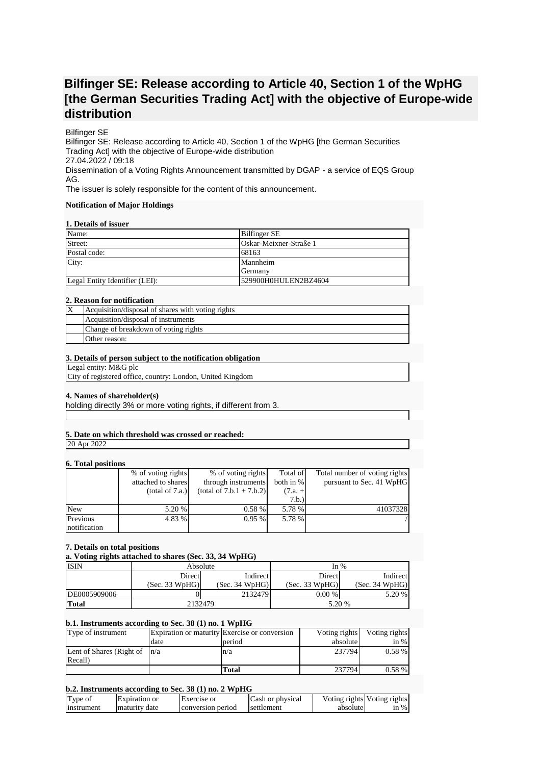# Bilfinger SE: Release according to Article 40, Section 1 of the WpHG [the German Securities Trading Act] with the objective of Europe-wide distribution

Bilfinger SE
Bilfinger SE: Release according to Article 40, Section 1 of the WpHG [the German Securities Trading Act] with the objective of Europe-wide distribution
27.04.2022 / 09:18
Dissemination of a Voting Rights Announcement transmitted by DGAP - a service of EQS Group AG.
The issuer is solely responsible for the content of this announcement.

**Notification of Major Holdings**

**1. Details of issuer**

| | |
|---|---|
| Name: | Bilfinger SE |
| Street: | Oskar-Meixner-Straße 1 |
| Postal code: | 68163 |
| City: | Mannheim<br>Germany |
| Legal Entity Identifier (LEI): | 529900H0HULEN2BZ4604 |

**2. Reason for notification**

| | |
|---|---|
| X | Acquisition/disposal of shares with voting rights |
| | Acquisition/disposal of instruments |
| | Change of breakdown of voting rights |
| | Other reason: |

**3. Details of person subject to the notification obligation**

Legal entity: M&G plc
City of registered office, country: London, United Kingdom

**4. Names of shareholder(s)**

holding directly 3% or more voting rights, if different from 3.

**5. Date on which threshold was crossed or reached:**

20 Apr 2022

**6. Total positions**

| | % of voting rights attached to shares (total of 7.a.) | % of voting rights through instruments (total of 7.b.1 + 7.b.2) | Total of both in % (7.a. + 7.b.) | Total number of voting rights pursuant to Sec. 41 WpHG |
|---|---|---|---|---|
| New | 5.20 % | 0.58 % | 5.78 % | 41037328 |
| Previous notification | 4.83 % | 0.95 % | 5.78 % | / |

**7. Details on total positions**

**a. Voting rights attached to shares (Sec. 33, 34 WpHG)**

| ISIN | Absolute | | In % | |
|---|---|---|---|---|
| | Direct (Sec. 33 WpHG) | Indirect (Sec. 34 WpHG) | Direct (Sec. 33 WpHG) | Indirect (Sec. 34 WpHG) |
| DE0005909006 | 0 | 2132479 | 0.00 % | 5.20 % |
| **Total** | 2132479 | | 5.20 % | |

**b.1. Instruments according to Sec. 38 (1) no. 1 WpHG**

| Type of instrument | Expiration or maturity date | Exercise or conversion period | Voting rights absolute | Voting rights in % |
|---|---|---|---|---|
| Lent of Shares (Right of Recall) | n/a | n/a | 237794 | 0.58 % |
| | | **Total** | 237794 | 0.58 % |

**b.2. Instruments according to Sec. 38 (1) no. 2 WpHG**

| Type of instrument | Expiration or maturity date | Exercise or conversion period | Cash or physical settlement | Voting rights absolute | Voting rights in % |
|---|---|---|---|---|---|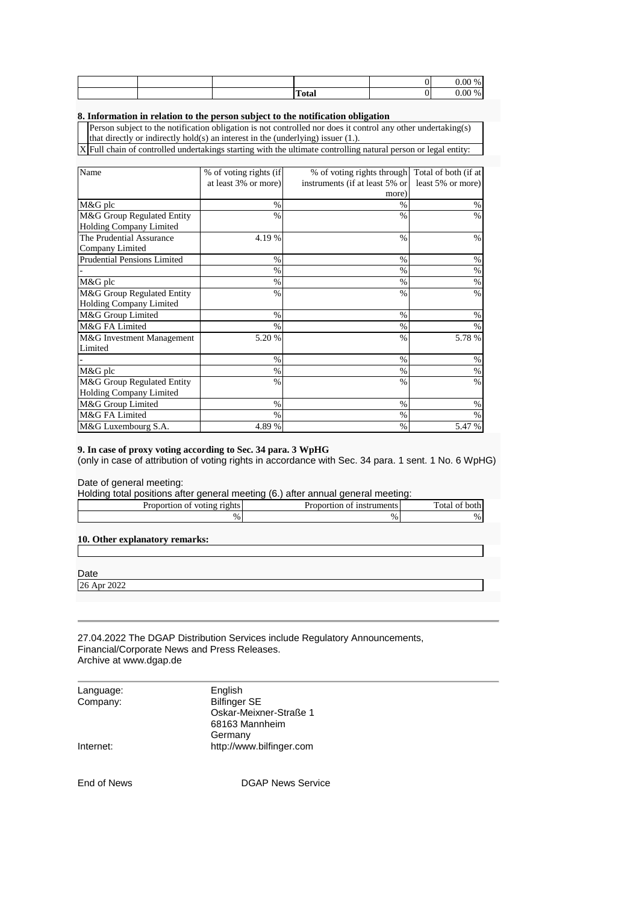| | | | | | |
|---|---|---|---|---|---|
| | | | | 0 | 0.00 % |
| | | | **Total** | 0 | 0.00 % |

**8. Information in relation to the person subject to the notification obligation**

| | |
|---|---|
| | Person subject to the notification obligation is not controlled nor does it control any other undertaking(s) that directly or indirectly hold(s) an interest in the (underlying) issuer (1.). |
| X | Full chain of controlled undertakings starting with the ultimate controlling natural person or legal entity: |

| Name | % of voting rights (if at least 3% or more) | % of voting rights through instruments (if at least 5% or more) | Total of both (if at least 5% or more) |
|---|---|---|---|
| M&G plc | % | % | % |
| M&G Group Regulated Entity Holding Company Limited | % | % | % |
| The Prudential Assurance Company Limited | 4.19 % | % | % |
| Prudential Pensions Limited | % | % | % |
| - | % | % | % |
| M&G plc | % | % | % |
| M&G Group Regulated Entity Holding Company Limited | % | % | % |
| M&G Group Limited | % | % | % |
| M&G FA Limited | % | % | % |
| M&G Investment Management Limited | 5.20 % | % | 5.78 % |
| - | % | % | % |
| M&G plc | % | % | % |
| M&G Group Regulated Entity Holding Company Limited | % | % | % |
| M&G Group Limited | % | % | % |
| M&G FA Limited | % | % | % |
| M&G Luxembourg S.A. | 4.89 % | % | 5.47 % |

**9. In case of proxy voting according to Sec. 34 para. 3 WpHG**
(only in case of attribution of voting rights in accordance with Sec. 34 para. 1 sent. 1 No. 6 WpHG)

Date of general meeting:

Holding total positions after general meeting (6.) after annual general meeting:

| Proportion of voting rights | Proportion of instruments | Total of both |
|---|---|---|
| % | % | % |

**10. Other explanatory remarks:**

Date

26 Apr 2022

27.04.2022 The DGAP Distribution Services include Regulatory Announcements, Financial/Corporate News and Press Releases.
Archive at www.dgap.de

| | |
|---|---|
| Language: | English |
| Company: | Bilfinger SE<br>Oskar-Meixner-Straße 1<br>68163 Mannheim<br>Germany |
| Internet: | http://www.bilfinger.com |

End of News DGAP News Service